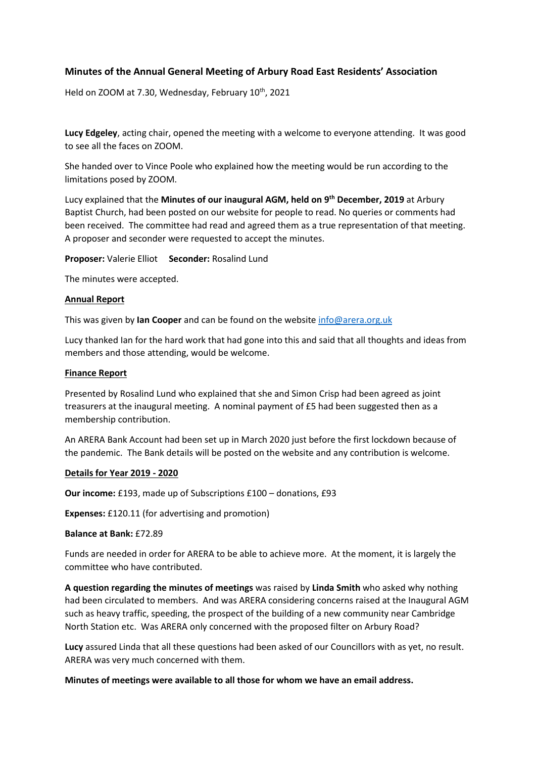## Minutes of the Annual General Meeting of Arbury Road East Residents' Association

Held on ZOOM at 7.30, Wednesday, February 10th, 2021

**Lucy Edgeley**, acting chair, opened the meeting with a welcome to everyone attending. It was good to see all the faces on ZOOM.

She handed over to Vince Poole who explained how the meeting would be run according to the limitations posed by ZOOM.

Lucy explained that the **Minutes of our inaugural AGM, held on 9th December, 2019** at Arbury Baptist Church, had been posted on our website for people to read. No queries or comments had been received. The committee had read and agreed them as a true representation of that meeting. A proposer and seconder were requested to accept the minutes.

**Proposer:** Valerie Elliot **Seconder:** Rosalind Lund

The minutes were accepted.

### Annual Report

This was given by **Ian Cooper** and can be found on the website info@arera.org.uk

Lucy thanked Ian for the hard work that had gone into this and said that all thoughts and ideas from members and those attending, would be welcome.

### Finance Report

Presented by Rosalind Lund who explained that she and Simon Crisp had been agreed as joint treasurers at the inaugural meeting. A nominal payment of £5 had been suggested then as a membership contribution.

An ARERA Bank Account had been set up in March 2020 just before the first lockdown because of the pandemic. The Bank details will be posted on the website and any contribution is welcome.

### Details for Year 2019 - 2020

**Our income:** £193, made up of Subscriptions £100 – donations, £93

**Expenses:** £120.11 (for advertising and promotion)

**Balance at Bank:** £72.89

Funds are needed in order for ARERA to be able to achieve more. At the moment, it is largely the committee who have contributed.

**A question regarding the minutes of meetings** was raised by **Linda Smith** who asked why nothing had been circulated to members. And was ARERA considering concerns raised at the Inaugural AGM such as heavy traffic, speeding, the prospect of the building of a new community near Cambridge North Station etc. Was ARERA only concerned with the proposed filter on Arbury Road?

**Lucy** assured Linda that all these questions had been asked of our Councillors with as yet, no result. ARERA was very much concerned with them.

**Minutes of meetings were available to all those for whom we have an email address.**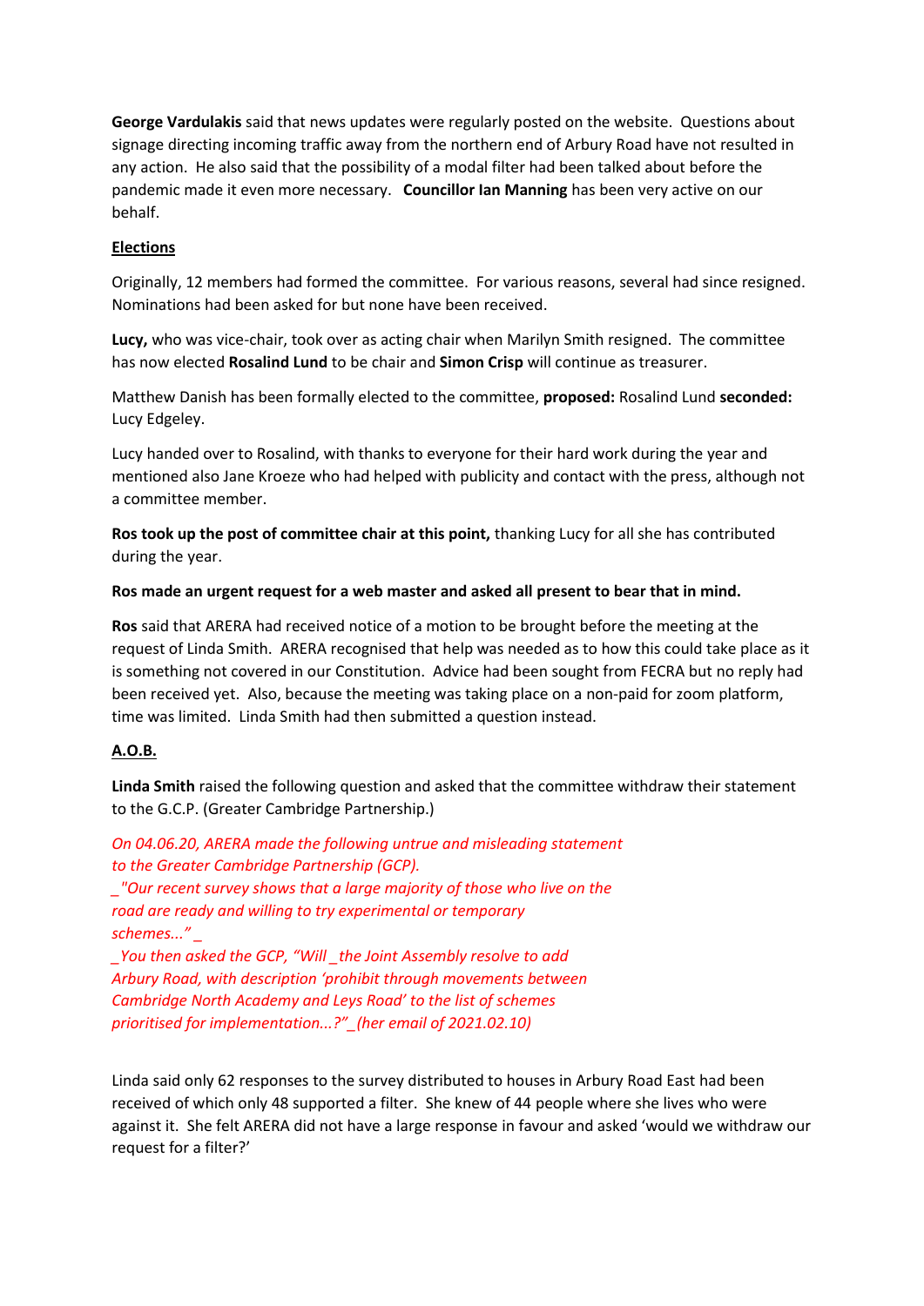**George Vardulakis** said that news updates were regularly posted on the website. Questions about signage directing incoming traffic away from the northern end of Arbury Road have not resulted in any action. He also said that the possibility of a modal filter had been talked about before the pandemic made it even more necessary. **Councillor Ian Manning** has been very active on our behalf.

**Elections**

Originally, 12 members had formed the committee. For various reasons, several had since resigned. Nominations had been asked for but none have been received.

**Lucy,** who was vice-chair, took over as acting chair when Marilyn Smith resigned. The committee has now elected **Rosalind Lund** to be chair and **Simon Crisp** will continue as treasurer.

Matthew Danish has been formally elected to the committee, **proposed:** Rosalind Lund **seconded:** Lucy Edgeley.

Lucy handed over to Rosalind, with thanks to everyone for their hard work during the year and mentioned also Jane Kroeze who had helped with publicity and contact with the press, although not a committee member.

**Ros took up the post of committee chair at this point,** thanking Lucy for all she has contributed during the year.

**Ros made an urgent request for a web master and asked all present to bear that in mind.**

**Ros** said that ARERA had received notice of a motion to be brought before the meeting at the request of Linda Smith. ARERA recognised that help was needed as to how this could take place as it is something not covered in our Constitution. Advice had been sought from FECRA but no reply had been received yet. Also, because the meeting was taking place on a non-paid for zoom platform, time was limited. Linda Smith had then submitted a question instead.

**A.O.B.**

**Linda Smith** raised the following question and asked that the committee withdraw their statement to the G.C.P. (Greater Cambridge Partnership.)

*On 04.06.20, ARERA made the following untrue and misleading statement to the Greater Cambridge Partnership (GCP).*
*_"Our recent survey shows that a large majority of those who live on the road are ready and willing to try experimental or temporary schemes..." _*
*_You then asked the GCP, "Will _the Joint Assembly resolve to add Arbury Road, with description 'prohibit through movements between Cambridge North Academy and Leys Road' to the list of schemes prioritised for implementation...?"_(her email of 2021.02.10)*

Linda said only 62 responses to the survey distributed to houses in Arbury Road East had been received of which only 48 supported a filter. She knew of 44 people where she lives who were against it. She felt ARERA did not have a large response in favour and asked 'would we withdraw our request for a filter?'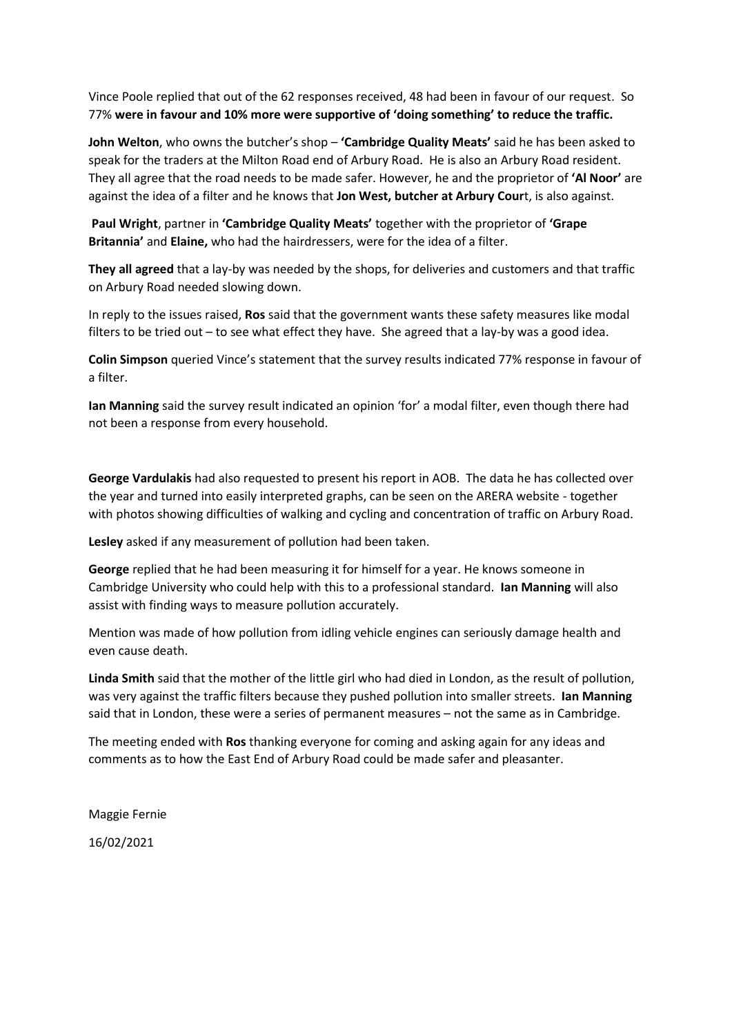Vince Poole replied that out of the 62 responses received, 48 had been in favour of our request. So 77% **were in favour and 10% more were supportive of 'doing something' to reduce the traffic.**

**John Welton**, who owns the butcher's shop – **'Cambridge Quality Meats'** said he has been asked to speak for the traders at the Milton Road end of Arbury Road. He is also an Arbury Road resident. They all agree that the road needs to be made safer. However, he and the proprietor of **'Al Noor'** are against the idea of a filter and he knows that **Jon West, butcher at Arbury Cour**t, is also against.

**Paul Wright**, partner in **'Cambridge Quality Meats'** together with the proprietor of **'Grape Britannia'** and **Elaine,** who had the hairdressers, were for the idea of a filter.

**They all agreed** that a lay-by was needed by the shops, for deliveries and customers and that traffic on Arbury Road needed slowing down.

In reply to the issues raised, **Ros** said that the government wants these safety measures like modal filters to be tried out – to see what effect they have. She agreed that a lay-by was a good idea.

**Colin Simpson** queried Vince's statement that the survey results indicated 77% response in favour of a filter.

**Ian Manning** said the survey result indicated an opinion 'for' a modal filter, even though there had not been a response from every household.

**George Vardulakis** had also requested to present his report in AOB. The data he has collected over the year and turned into easily interpreted graphs, can be seen on the ARERA website - together with photos showing difficulties of walking and cycling and concentration of traffic on Arbury Road.

**Lesley** asked if any measurement of pollution had been taken.

**George** replied that he had been measuring it for himself for a year. He knows someone in Cambridge University who could help with this to a professional standard. **Ian Manning** will also assist with finding ways to measure pollution accurately.

Mention was made of how pollution from idling vehicle engines can seriously damage health and even cause death.

**Linda Smith** said that the mother of the little girl who had died in London, as the result of pollution, was very against the traffic filters because they pushed pollution into smaller streets. **Ian Manning** said that in London, these were a series of permanent measures – not the same as in Cambridge.

The meeting ended with **Ros** thanking everyone for coming and asking again for any ideas and comments as to how the East End of Arbury Road could be made safer and pleasanter.

Maggie Fernie

16/02/2021